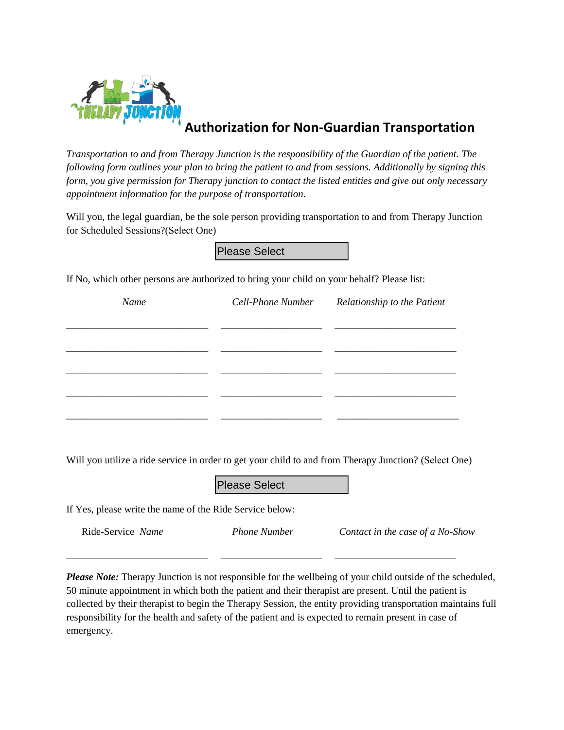# Authorization for Non-Guardian Transportation

*Transportation to and from Therapy Junction is the responsibility of the Guardian of the patient. The following form outlines your plan to bring the patient to and from sessions. Additionally by signing this form, you give permission for Therapy junction to contact the listed entities and give out only necessary appointment information for the purpose of transportation.*

Will you, the legal guardian, be the sole person providing transportation to and from Therapy Junction for Scheduled Sessions?(Select One)

Please Select

If No, which other persons are authorized to bring your child on your behalf? Please list:

| *Name* | *Cell-Phone Number* | *Relationship to the Patient* |
|---|---|---|
| ___________________________ | ___________________ | _______________________ |
| ___________________________ | ___________________ | _______________________ |
| ___________________________ | ___________________ | _______________________ |
| ___________________________ | ___________________ | _______________________ |
| ___________________________ | ___________________ | _______________________ |

Will you utilize a ride service in order to get your child to and from Therapy Junction? (Select One)

Please Select

If Yes, please write the name of the Ride Service below:

| Ride-Service *Name* | *Phone Number* | *Contact in the case of a No-Show* |
|---|---|---|
| ___________________________ | ___________________ | _______________________ |

***Please Note:*** Therapy Junction is not responsible for the wellbeing of your child outside of the scheduled, 50 minute appointment in which both the patient and their therapist are present. Until the patient is collected by their therapist to begin the Therapy Session, the entity providing transportation maintains full responsibility for the health and safety of the patient and is expected to remain present in case of emergency.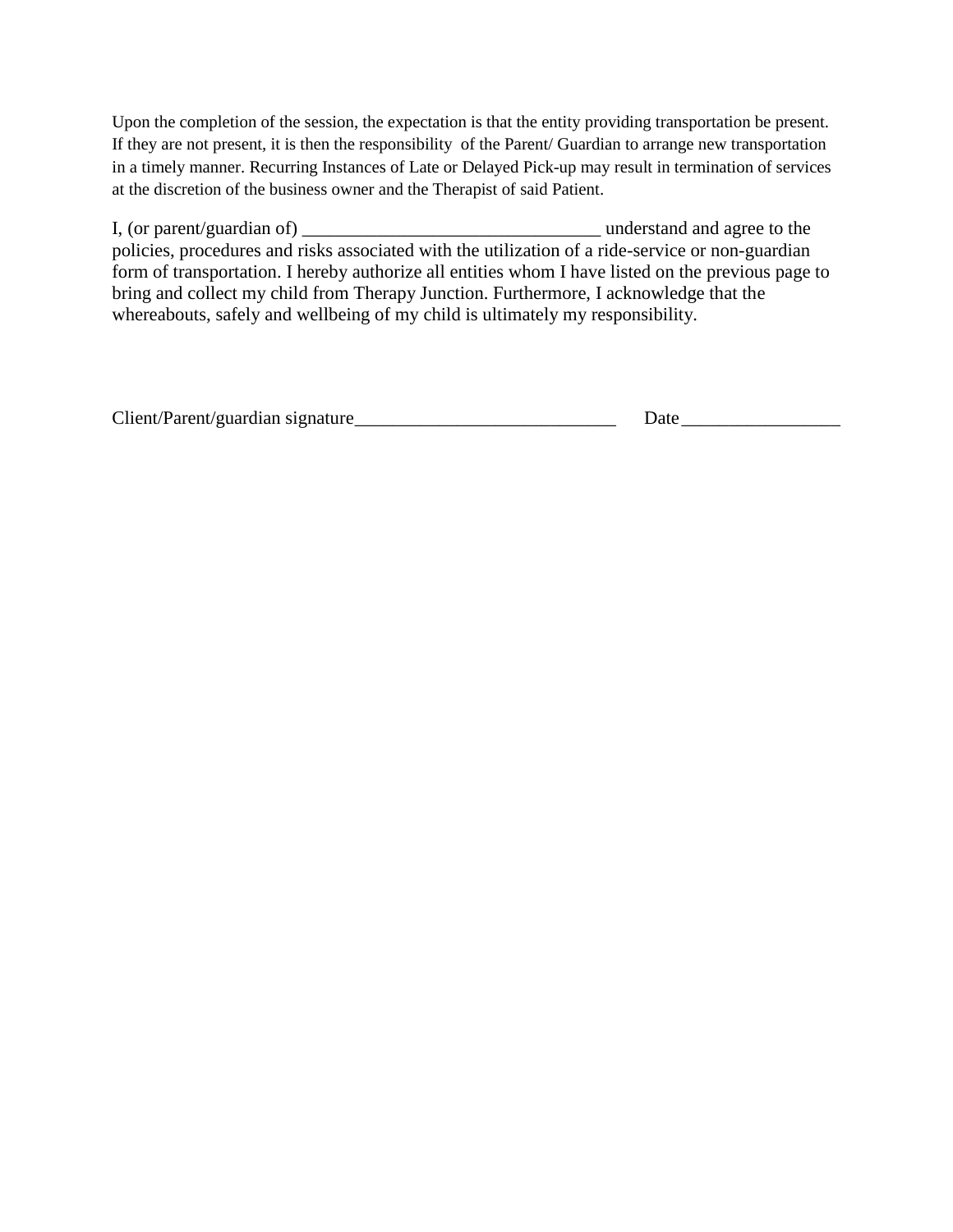Upon the completion of the session, the expectation is that the entity providing transportation be present. If they are not present, it is then the responsibility of the Parent/ Guardian to arrange new transportation in a timely manner. Recurring Instances of Late or Delayed Pick-up may result in termination of services at the discretion of the business owner and the Therapist of said Patient.

I, (or parent/guardian of) ________________________________ understand and agree to the policies, procedures and risks associated with the utilization of a ride-service or non-guardian form of transportation. I hereby authorize all entities whom I have listed on the previous page to bring and collect my child from Therapy Junction. Furthermore, I acknowledge that the whereabouts, safely and wellbeing of my child is ultimately my responsibility.

Client/Parent/guardian signature____________________________ Date_________________